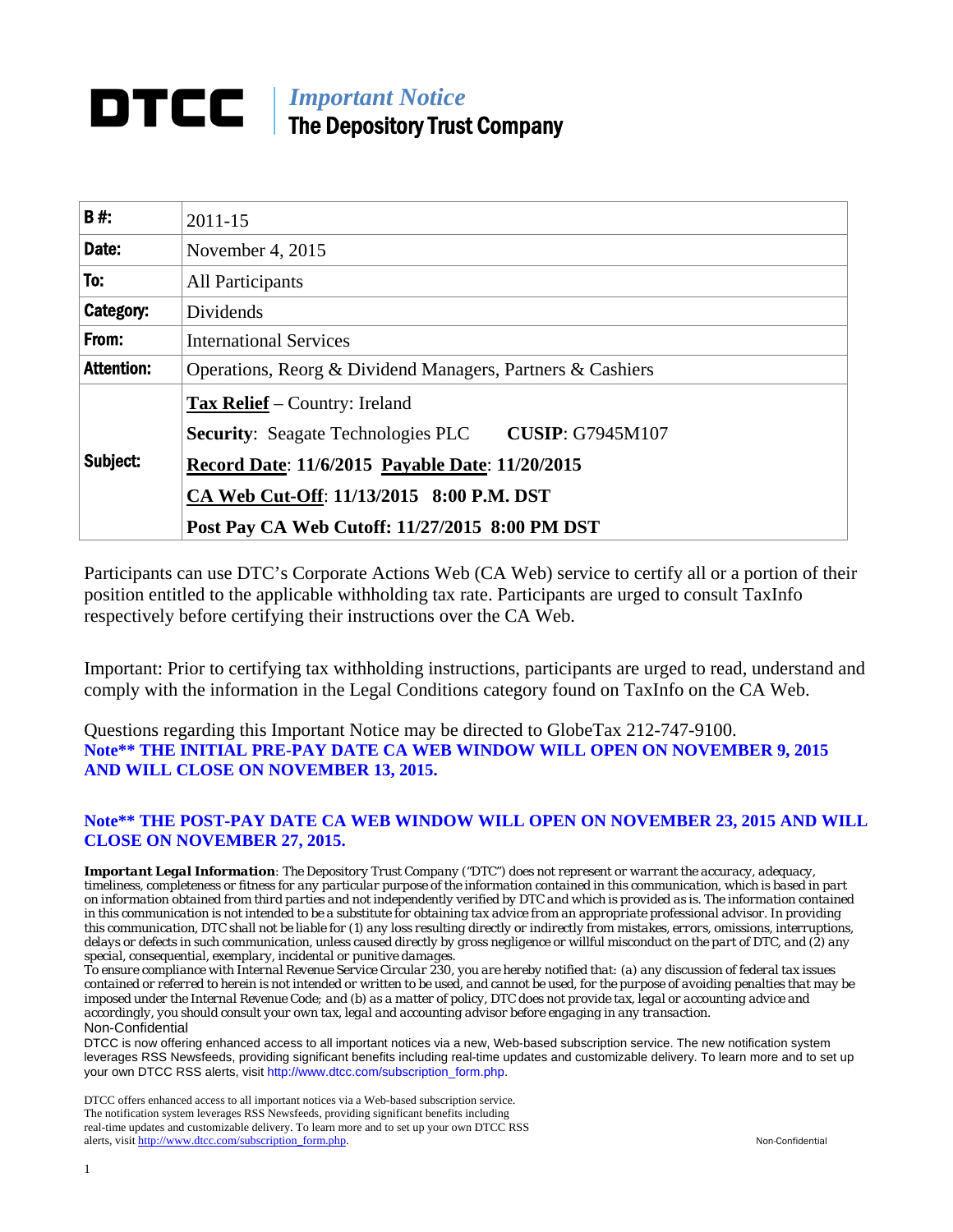# DTCC | *Important Notice*
## The Depository Trust Company

| | |
|---|---|
| **B #:** | 2011-15 |
| **Date:** | November 4, 2015 |
| **To:** | All Participants |
| **Category:** | Dividends |
| **From:** | International Services |
| **Attention:** | Operations, Reorg & Dividend Managers, Partners & Cashiers |
| **Subject:** | **Tax Relief** – Country: Ireland<br>**Security**: Seagate Technologies PLC **CUSIP**: G7945M107<br>**Record Date**: **11/6/2015** **Payable Date**: **11/20/2015**<br>**CA Web Cut-Off**: **11/13/2015 8:00 P.M. DST**<br>**Post Pay CA Web Cutoff: 11/27/2015 8:00 PM DST** |

Participants can use DTC's Corporate Actions Web (CA Web) service to certify all or a portion of their position entitled to the applicable withholding tax rate. Participants are urged to consult TaxInfo respectively before certifying their instructions over the CA Web.

Important: Prior to certifying tax withholding instructions, participants are urged to read, understand and comply with the information in the Legal Conditions category found on TaxInfo on the CA Web.

Questions regarding this Important Notice may be directed to GlobeTax 212-747-9100.

**Note\*\* THE INITIAL PRE-PAY DATE CA WEB WINDOW WILL OPEN ON NOVEMBER 9, 2015 AND WILL CLOSE ON NOVEMBER 13, 2015.**

**Note\*\* THE POST-PAY DATE CA WEB WINDOW WILL OPEN ON NOVEMBER 23, 2015 AND WILL CLOSE ON NOVEMBER 27, 2015.**

***Important Legal Information**: The Depository Trust Company ("DTC") does not represent or warrant the accuracy, adequacy, timeliness, completeness or fitness for any particular purpose of the information contained in this communication, which is based in part on information obtained from third parties and not independently verified by DTC and which is provided as is. The information contained in this communication is not intended to be a substitute for obtaining tax advice from an appropriate professional advisor. In providing this communication, DTC shall not be liable for (1) any loss resulting directly or indirectly from mistakes, errors, omissions, interruptions, delays or defects in such communication, unless caused directly by gross negligence or willful misconduct on the part of DTC, and (2) any special, consequential, exemplary, incidental or punitive damages.*

*To ensure compliance with Internal Revenue Service Circular 230, you are hereby notified that: (a) any discussion of federal tax issues contained or referred to herein is not intended or written to be used, and cannot be used, for the purpose of avoiding penalties that may be imposed under the Internal Revenue Code; and (b) as a matter of policy, DTC does not provide tax, legal or accounting advice and accordingly, you should consult your own tax, legal and accounting advisor before engaging in any transaction.*

Non-Confidential

DTCC is now offering enhanced access to all important notices via a new, Web-based subscription service. The new notification system leverages RSS Newsfeeds, providing significant benefits including real-time updates and customizable delivery. To learn more and to set up your own DTCC RSS alerts, visit http://www.dtcc.com/subscription_form.php.

DTCC offers enhanced access to all important notices via a Web-based subscription service. The notification system leverages RSS Newsfeeds, providing significant benefits including real-time updates and customizable delivery. To learn more and to set up your own DTCC RSS alerts, visit http://www.dtcc.com/subscription_form.php.

Non-Confidential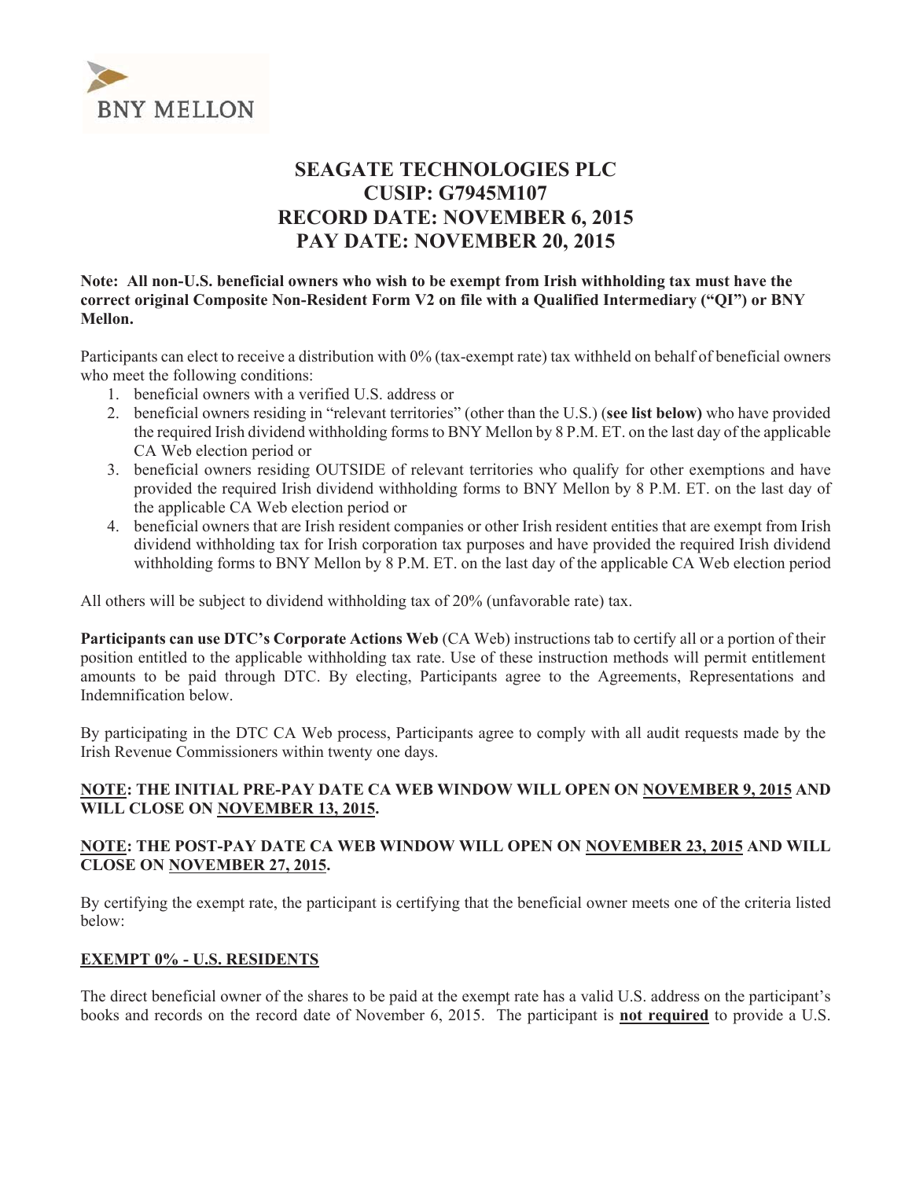BNY MELLON

# SEAGATE TECHNOLOGIES PLC
# CUSIP: G7945M107
# RECORD DATE: NOVEMBER 6, 2015
# PAY DATE: NOVEMBER 20, 2015

**Note: All non-U.S. beneficial owners who wish to be exempt from Irish withholding tax must have the correct original Composite Non-Resident Form V2 on file with a Qualified Intermediary ("QI") or BNY Mellon.**

Participants can elect to receive a distribution with 0% (tax-exempt rate) tax withheld on behalf of beneficial owners who meet the following conditions:

1. beneficial owners with a verified U.S. address or
2. beneficial owners residing in "relevant territories" (other than the U.S.) (**see list below)** who have provided the required Irish dividend withholding forms to BNY Mellon by 8 P.M. ET. on the last day of the applicable CA Web election period or
3. beneficial owners residing OUTSIDE of relevant territories who qualify for other exemptions and have provided the required Irish dividend withholding forms to BNY Mellon by 8 P.M. ET. on the last day of the applicable CA Web election period or
4. beneficial owners that are Irish resident companies or other Irish resident entities that are exempt from Irish dividend withholding tax for Irish corporation tax purposes and have provided the required Irish dividend withholding forms to BNY Mellon by 8 P.M. ET. on the last day of the applicable CA Web election period

All others will be subject to dividend withholding tax of 20% (unfavorable rate) tax.

**Participants can use DTC's Corporate Actions Web** (CA Web) instructions tab to certify all or a portion of their position entitled to the applicable withholding tax rate. Use of these instruction methods will permit entitlement amounts to be paid through DTC. By electing, Participants agree to the Agreements, Representations and Indemnification below.

By participating in the DTC CA Web process, Participants agree to comply with all audit requests made by the Irish Revenue Commissioners within twenty one days.

**<u>NOTE</u>: THE INITIAL PRE-PAY DATE CA WEB WINDOW WILL OPEN ON <u>NOVEMBER 9, 2015</u> AND WILL CLOSE ON <u>NOVEMBER 13, 2015</u>.**

**<u>NOTE</u>: THE POST-PAY DATE CA WEB WINDOW WILL OPEN ON <u>NOVEMBER 23, 2015</u> AND WILL CLOSE ON <u>NOVEMBER 27, 2015</u>.**

By certifying the exempt rate, the participant is certifying that the beneficial owner meets one of the criteria listed below:

**<u>EXEMPT 0% - U.S. RESIDENTS</u>**

The direct beneficial owner of the shares to be paid at the exempt rate has a valid U.S. address on the participant's books and records on the record date of November 6, 2015. The participant is **<u>not required</u>** to provide a U.S.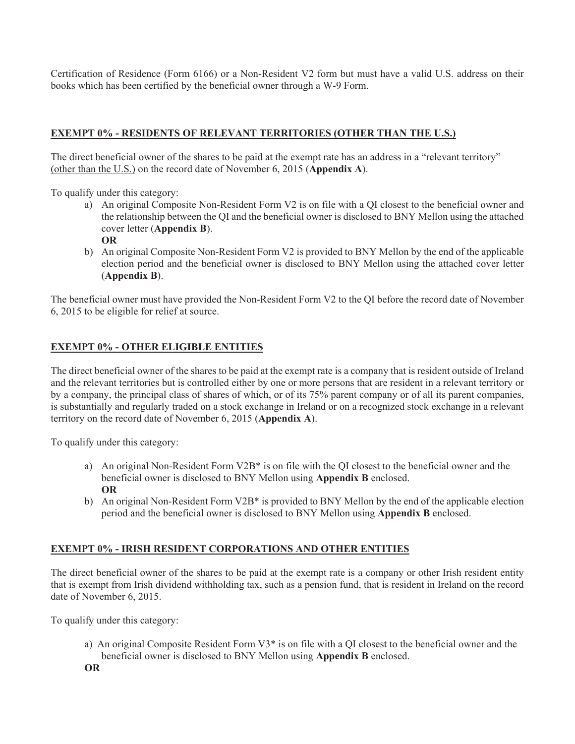Certification of Residence (Form 6166) or a Non-Resident V2 form but must have a valid U.S. address on their books which has been certified by the beneficial owner through a W-9 Form.

**EXEMPT 0% - RESIDENTS OF RELEVANT TERRITORIES (OTHER THAN THE U.S.)**

The direct beneficial owner of the shares to be paid at the exempt rate has an address in a "relevant territory" (other than the U.S.) on the record date of November 6, 2015 (**Appendix A**).

To qualify under this category:

a) An original Composite Non-Resident Form V2 is on file with a QI closest to the beneficial owner and the relationship between the QI and the beneficial owner is disclosed to BNY Mellon using the attached cover letter (**Appendix B**).
   **OR**
b) An original Composite Non-Resident Form V2 is provided to BNY Mellon by the end of the applicable election period and the beneficial owner is disclosed to BNY Mellon using the attached cover letter (**Appendix B**).

The beneficial owner must have provided the Non-Resident Form V2 to the QI before the record date of November 6, 2015 to be eligible for relief at source.

**EXEMPT 0% - OTHER ELIGIBLE ENTITIES**

The direct beneficial owner of the shares to be paid at the exempt rate is a company that is resident outside of Ireland and the relevant territories but is controlled either by one or more persons that are resident in a relevant territory or by a company, the principal class of shares of which, or of its 75% parent company or of all its parent companies, is substantially and regularly traded on a stock exchange in Ireland or on a recognized stock exchange in a relevant territory on the record date of November 6, 2015 (**Appendix A**).

To qualify under this category:

a) An original Non-Resident Form V2B* is on file with the QI closest to the beneficial owner and the beneficial owner is disclosed to BNY Mellon using **Appendix B** enclosed.
   **OR**
b) An original Non-Resident Form V2B* is provided to BNY Mellon by the end of the applicable election period and the beneficial owner is disclosed to BNY Mellon using **Appendix B** enclosed.

**EXEMPT 0% - IRISH RESIDENT CORPORATIONS AND OTHER ENTITIES**

The direct beneficial owner of the shares to be paid at the exempt rate is a company or other Irish resident entity that is exempt from Irish dividend withholding tax, such as a pension fund, that is resident in Ireland on the record date of November 6, 2015.

To qualify under this category:

a) An original Composite Resident Form V3* is on file with a QI closest to the beneficial owner and the beneficial owner is disclosed to BNY Mellon using **Appendix B** enclosed.

**OR**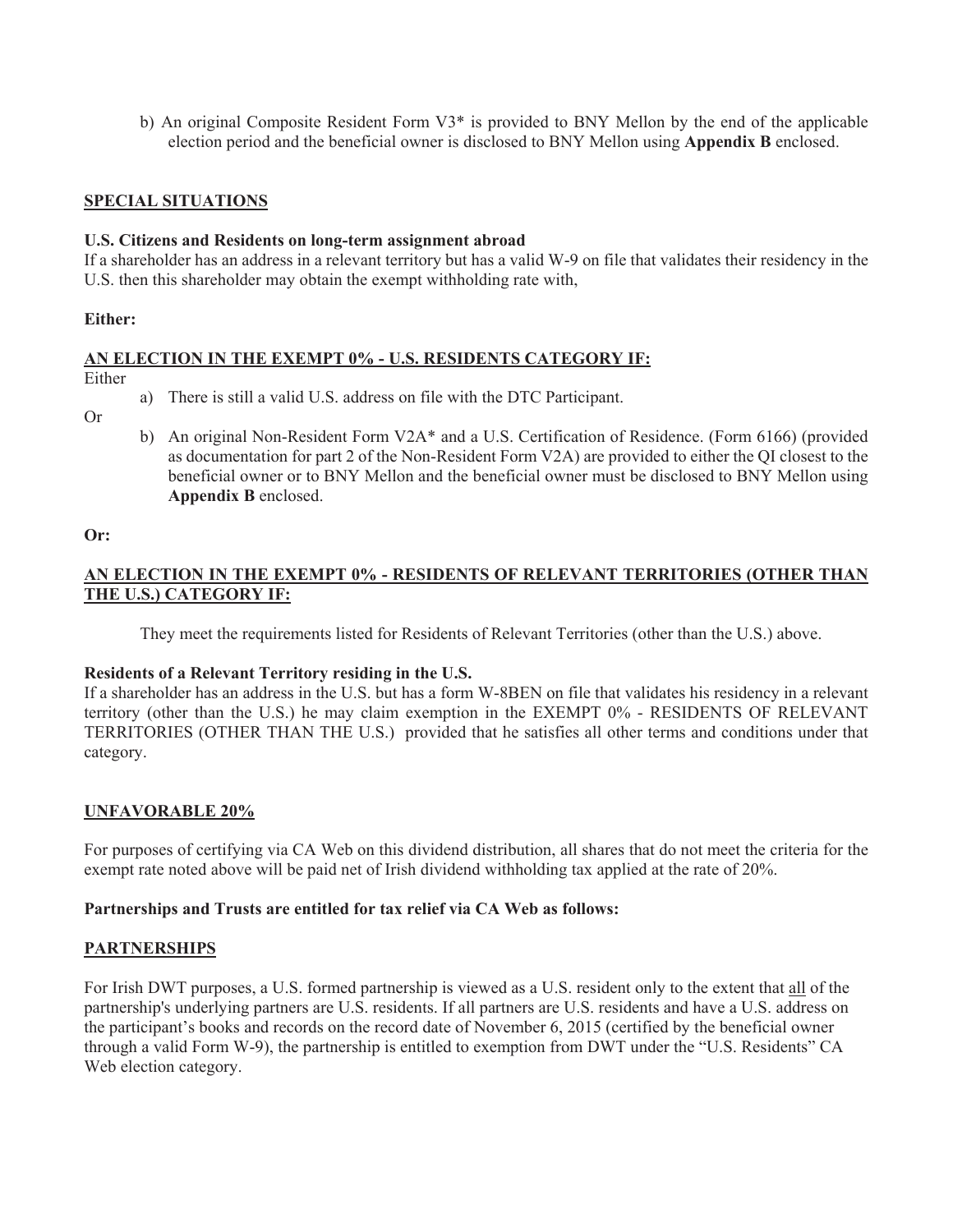b) An original Composite Resident Form V3* is provided to BNY Mellon by the end of the applicable election period and the beneficial owner is disclosed to BNY Mellon using **Appendix B** enclosed.

## SPECIAL SITUATIONS

**U.S. Citizens and Residents on long-term assignment abroad**

If a shareholder has an address in a relevant territory but has a valid W-9 on file that validates their residency in the U.S. then this shareholder may obtain the exempt withholding rate with,

**Either:**

**AN ELECTION IN THE EXEMPT 0% - U.S. RESIDENTS CATEGORY IF:**

Either

a) There is still a valid U.S. address on file with the DTC Participant.

Or

b) An original Non-Resident Form V2A* and a U.S. Certification of Residence. (Form 6166) (provided as documentation for part 2 of the Non-Resident Form V2A) are provided to either the QI closest to the beneficial owner or to BNY Mellon and the beneficial owner must be disclosed to BNY Mellon using **Appendix B** enclosed.

**Or:**

**AN ELECTION IN THE EXEMPT 0% - RESIDENTS OF RELEVANT TERRITORIES (OTHER THAN THE U.S.) CATEGORY IF:**

They meet the requirements listed for Residents of Relevant Territories (other than the U.S.) above.

**Residents of a Relevant Territory residing in the U.S.**

If a shareholder has an address in the U.S. but has a form W-8BEN on file that validates his residency in a relevant territory (other than the U.S.) he may claim exemption in the EXEMPT 0% - RESIDENTS OF RELEVANT TERRITORIES (OTHER THAN THE U.S.) provided that he satisfies all other terms and conditions under that category.

## UNFAVORABLE 20%

For purposes of certifying via CA Web on this dividend distribution, all shares that do not meet the criteria for the exempt rate noted above will be paid net of Irish dividend withholding tax applied at the rate of 20%.

**Partnerships and Trusts are entitled for tax relief via CA Web as follows:**

## PARTNERSHIPS

For Irish DWT purposes, a U.S. formed partnership is viewed as a U.S. resident only to the extent that all of the partnership's underlying partners are U.S. residents. If all partners are U.S. residents and have a U.S. address on the participant's books and records on the record date of November 6, 2015 (certified by the beneficial owner through a valid Form W-9), the partnership is entitled to exemption from DWT under the "U.S. Residents" CA Web election category.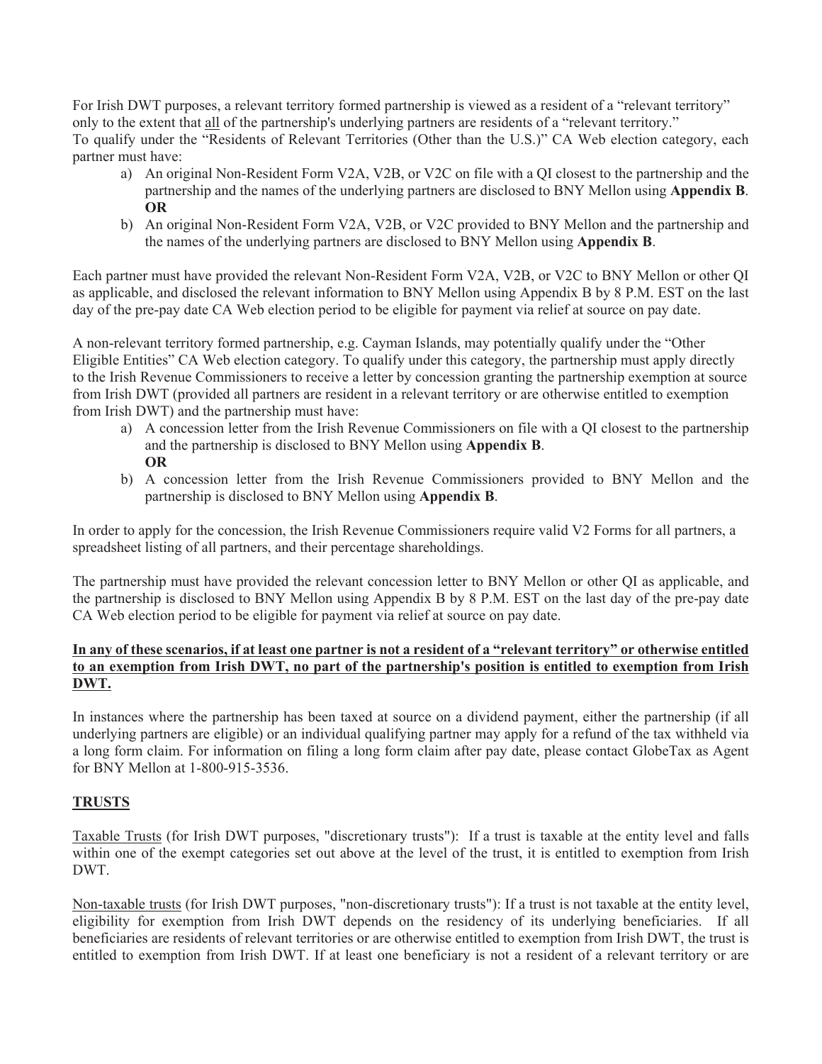For Irish DWT purposes, a relevant territory formed partnership is viewed as a resident of a "relevant territory" only to the extent that all of the partnership's underlying partners are residents of a "relevant territory."
To qualify under the "Residents of Relevant Territories (Other than the U.S.)" CA Web election category, each partner must have:

a) An original Non-Resident Form V2A, V2B, or V2C on file with a QI closest to the partnership and the partnership and the names of the underlying partners are disclosed to BNY Mellon using **Appendix B**.
**OR**
b) An original Non-Resident Form V2A, V2B, or V2C provided to BNY Mellon and the partnership and the names of the underlying partners are disclosed to BNY Mellon using **Appendix B**.

Each partner must have provided the relevant Non-Resident Form V2A, V2B, or V2C to BNY Mellon or other QI as applicable, and disclosed the relevant information to BNY Mellon using Appendix B by 8 P.M. EST on the last day of the pre-pay date CA Web election period to be eligible for payment via relief at source on pay date.

A non-relevant territory formed partnership, e.g. Cayman Islands, may potentially qualify under the "Other Eligible Entities" CA Web election category. To qualify under this category, the partnership must apply directly to the Irish Revenue Commissioners to receive a letter by concession granting the partnership exemption at source from Irish DWT (provided all partners are resident in a relevant territory or are otherwise entitled to exemption from Irish DWT) and the partnership must have:

a) A concession letter from the Irish Revenue Commissioners on file with a QI closest to the partnership and the partnership is disclosed to BNY Mellon using **Appendix B**.
**OR**
b) A concession letter from the Irish Revenue Commissioners provided to BNY Mellon and the partnership is disclosed to BNY Mellon using **Appendix B**.

In order to apply for the concession, the Irish Revenue Commissioners require valid V2 Forms for all partners, a spreadsheet listing of all partners, and their percentage shareholdings.

The partnership must have provided the relevant concession letter to BNY Mellon or other QI as applicable, and the partnership is disclosed to BNY Mellon using Appendix B by 8 P.M. EST on the last day of the pre-pay date CA Web election period to be eligible for payment via relief at source on pay date.

**In any of these scenarios, if at least one partner is not a resident of a "relevant territory" or otherwise entitled to an exemption from Irish DWT, no part of the partnership's position is entitled to exemption from Irish DWT.**

In instances where the partnership has been taxed at source on a dividend payment, either the partnership (if all underlying partners are eligible) or an individual qualifying partner may apply for a refund of the tax withheld via a long form claim. For information on filing a long form claim after pay date, please contact GlobeTax as Agent for BNY Mellon at 1-800-915-3536.

## TRUSTS

Taxable Trusts (for Irish DWT purposes, "discretionary trusts"): If a trust is taxable at the entity level and falls within one of the exempt categories set out above at the level of the trust, it is entitled to exemption from Irish DWT.

Non-taxable trusts (for Irish DWT purposes, "non-discretionary trusts"): If a trust is not taxable at the entity level, eligibility for exemption from Irish DWT depends on the residency of its underlying beneficiaries. If all beneficiaries are residents of relevant territories or are otherwise entitled to exemption from Irish DWT, the trust is entitled to exemption from Irish DWT. If at least one beneficiary is not a resident of a relevant territory or are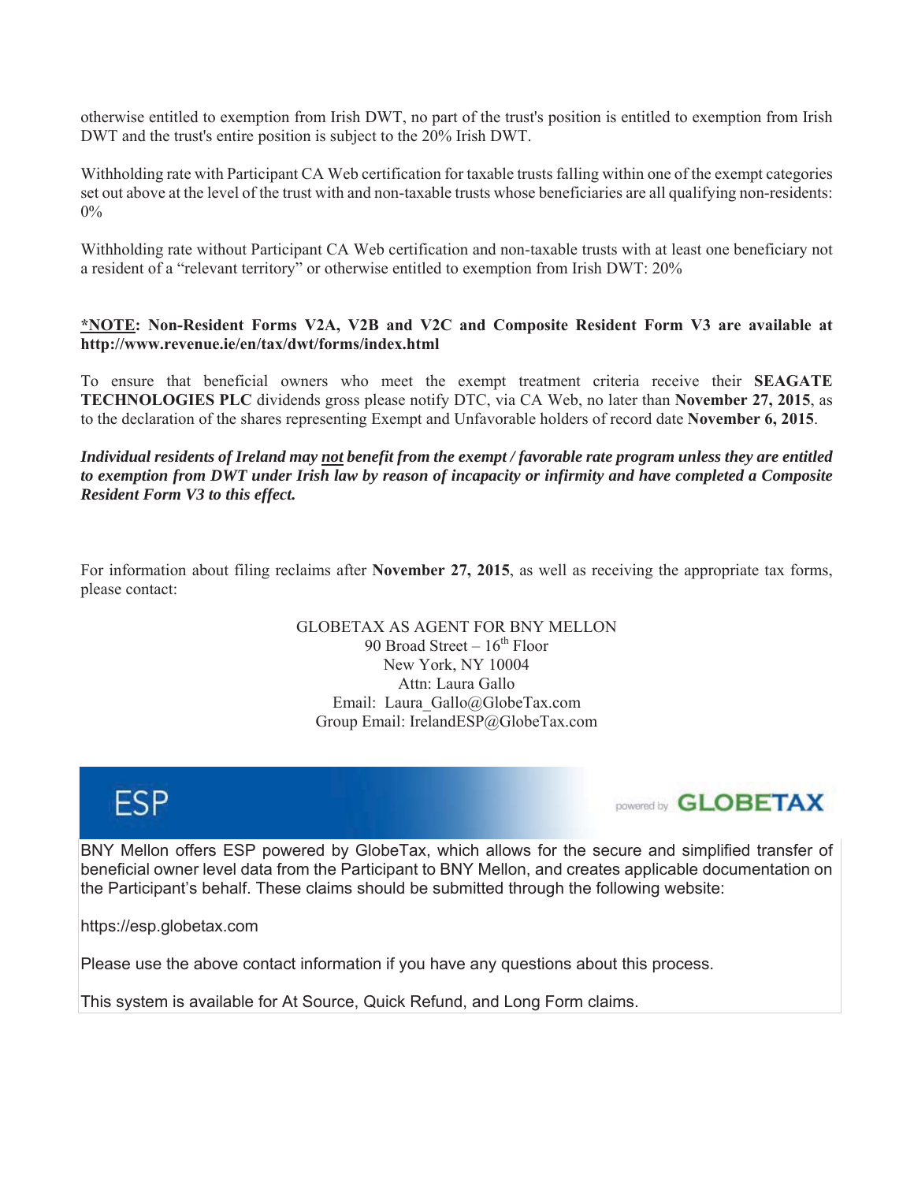otherwise entitled to exemption from Irish DWT, no part of the trust's position is entitled to exemption from Irish DWT and the trust's entire position is subject to the 20% Irish DWT.

Withholding rate with Participant CA Web certification for taxable trusts falling within one of the exempt categories set out above at the level of the trust with and non-taxable trusts whose beneficiaries are all qualifying non-residents: 0%

Withholding rate without Participant CA Web certification and non-taxable trusts with at least one beneficiary not a resident of a "relevant territory" or otherwise entitled to exemption from Irish DWT: 20%

**<u>*NOTE</u>: Non-Resident Forms V2A, V2B and V2C and Composite Resident Form V3 are available at http://www.revenue.ie/en/tax/dwt/forms/index.html**

To ensure that beneficial owners who meet the exempt treatment criteria receive their **SEAGATE TECHNOLOGIES PLC** dividends gross please notify DTC, via CA Web, no later than **November 27, 2015**, as to the declaration of the shares representing Exempt and Unfavorable holders of record date **November 6, 2015**.

***Individual residents of Ireland may <u>not</u> benefit from the exempt / favorable rate program unless they are entitled to exemption from DWT under Irish law by reason of incapacity or infirmity and have completed a Composite Resident Form V3 to this effect.***

For information about filing reclaims after **November 27, 2015**, as well as receiving the appropriate tax forms, please contact:

GLOBETAX AS AGENT FOR BNY MELLON
90 Broad Street – 16th Floor
New York, NY 10004
Attn: Laura Gallo
Email: Laura_Gallo@GlobeTax.com
Group Email: IrelandESP@GlobeTax.com

## ESP

powered by GLOBETAX

BNY Mellon offers ESP powered by GlobeTax, which allows for the secure and simplified transfer of beneficial owner level data from the Participant to BNY Mellon, and creates applicable documentation on the Participant's behalf. These claims should be submitted through the following website:

https://esp.globetax.com

Please use the above contact information if you have any questions about this process.

This system is available for At Source, Quick Refund, and Long Form claims.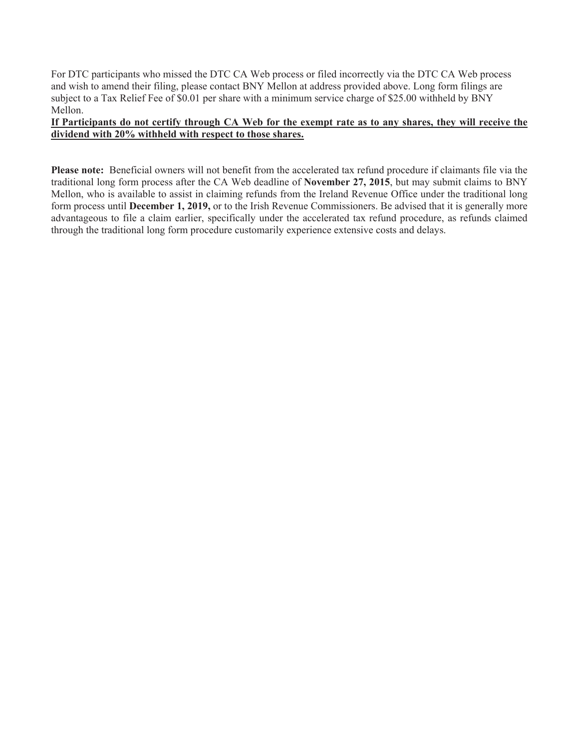For DTC participants who missed the DTC CA Web process or filed incorrectly via the DTC CA Web process and wish to amend their filing, please contact BNY Mellon at address provided above. Long form filings are subject to a Tax Relief Fee of $0.01 per share with a minimum service charge of $25.00 withheld by BNY Mellon.

**If Participants do not certify through CA Web for the exempt rate as to any shares, they will receive the dividend with 20% withheld with respect to those shares.**

**Please note:** Beneficial owners will not benefit from the accelerated tax refund procedure if claimants file via the traditional long form process after the CA Web deadline of **November 27, 2015**, but may submit claims to BNY Mellon, who is available to assist in claiming refunds from the Ireland Revenue Office under the traditional long form process until **December 1, 2019,** or to the Irish Revenue Commissioners. Be advised that it is generally more advantageous to file a claim earlier, specifically under the accelerated tax refund procedure, as refunds claimed through the traditional long form procedure customarily experience extensive costs and delays.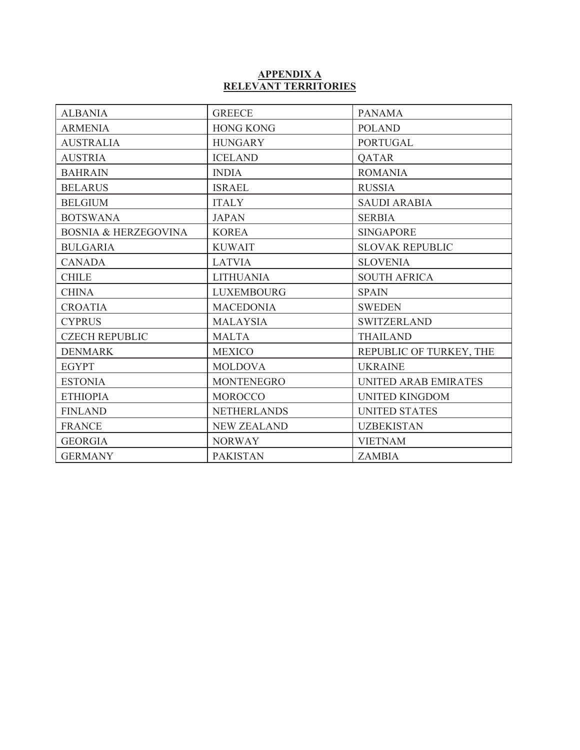**APPENDIX A**
**RELEVANT TERRITORIES**

| | | |
|---|---|---|
| ALBANIA | GREECE | PANAMA |
| ARMENIA | HONG KONG | POLAND |
| AUSTRALIA | HUNGARY | PORTUGAL |
| AUSTRIA | ICELAND | QATAR |
| BAHRAIN | INDIA | ROMANIA |
| BELARUS | ISRAEL | RUSSIA |
| BELGIUM | ITALY | SAUDI ARABIA |
| BOTSWANA | JAPAN | SERBIA |
| BOSNIA & HERZEGOVINA | KOREA | SINGAPORE |
| BULGARIA | KUWAIT | SLOVAK REPUBLIC |
| CANADA | LATVIA | SLOVENIA |
| CHILE | LITHUANIA | SOUTH AFRICA |
| CHINA | LUXEMBOURG | SPAIN |
| CROATIA | MACEDONIA | SWEDEN |
| CYPRUS | MALAYSIA | SWITZERLAND |
| CZECH REPUBLIC | MALTA | THAILAND |
| DENMARK | MEXICO | REPUBLIC OF TURKEY, THE |
| EGYPT | MOLDOVA | UKRAINE |
| ESTONIA | MONTENEGRO | UNITED ARAB EMIRATES |
| ETHIOPIA | MOROCCO | UNITED KINGDOM |
| FINLAND | NETHERLANDS | UNITED STATES |
| FRANCE | NEW ZEALAND | UZBEKISTAN |
| GEORGIA | NORWAY | VIETNAM |
| GERMANY | PAKISTAN | ZAMBIA |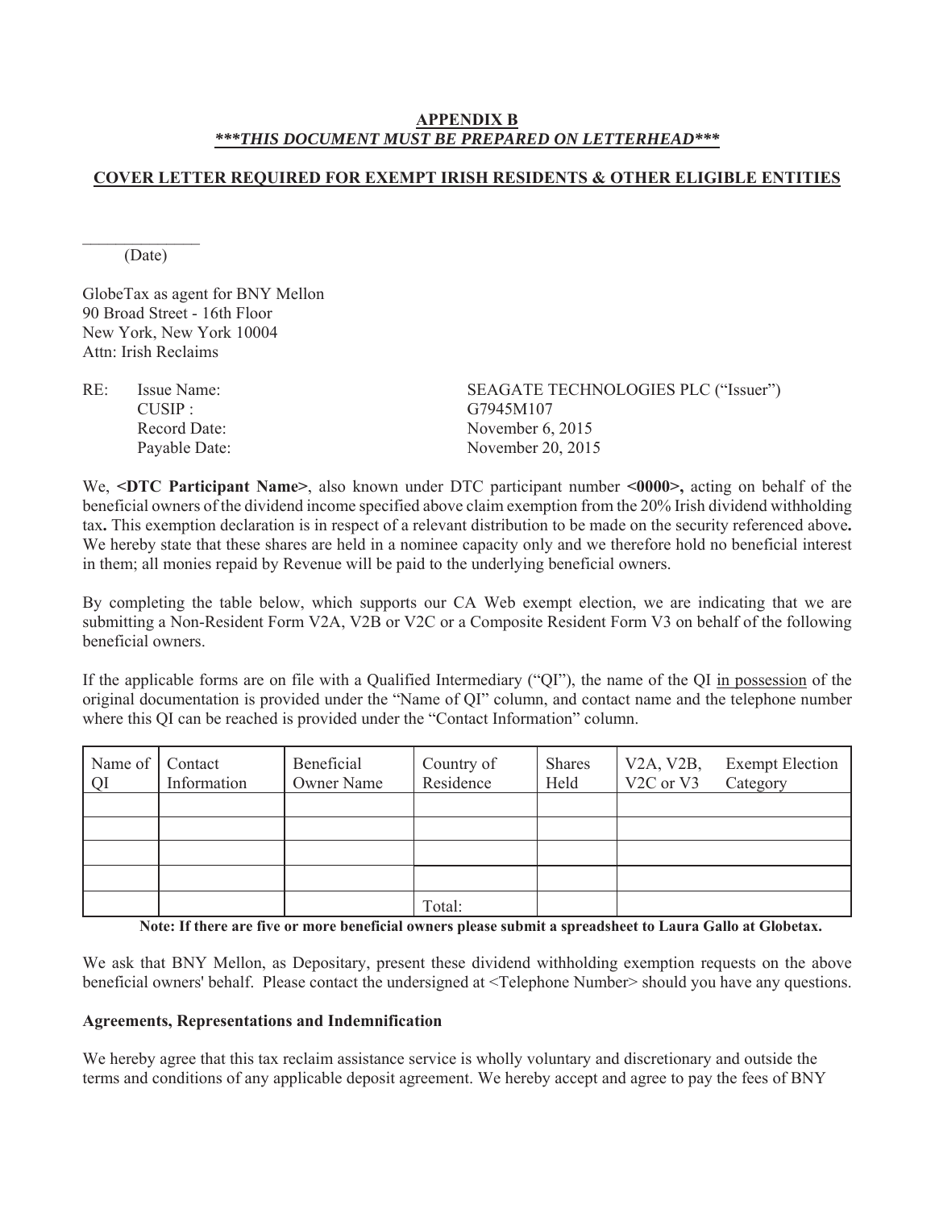**APPENDIX B**
***\*\*\*THIS DOCUMENT MUST BE PREPARED ON LETTERHEAD\*\*\****

**COVER LETTER REQUIRED FOR EXEMPT IRISH RESIDENTS & OTHER ELIGIBLE ENTITIES**

\_\_\_\_\_\_\_\_\_\_\_\_\_\_
(Date)

GlobeTax as agent for BNY Mellon
90 Broad Street - 16th Floor
New York, New York 10004
Attn: Irish Reclaims

RE: Issue Name: SEAGATE TECHNOLOGIES PLC ("Issuer")
CUSIP : G7945M107
Record Date: November 6, 2015
Payable Date: November 20, 2015

We, **<DTC Participant Name>**, also known under DTC participant number **<0000>,** acting on behalf of the beneficial owners of the dividend income specified above claim exemption from the 20% Irish dividend withholding tax**.** This exemption declaration is in respect of a relevant distribution to be made on the security referenced above**.** We hereby state that these shares are held in a nominee capacity only and we therefore hold no beneficial interest in them; all monies repaid by Revenue will be paid to the underlying beneficial owners.

By completing the table below, which supports our CA Web exempt election, we are indicating that we are submitting a Non-Resident Form V2A, V2B or V2C or a Composite Resident Form V3 on behalf of the following beneficial owners.

If the applicable forms are on file with a Qualified Intermediary ("QI"), the name of the QI in possession of the original documentation is provided under the "Name of QI" column, and contact name and the telephone number where this QI can be reached is provided under the "Contact Information" column.

| Name of QI | Contact Information | Beneficial Owner Name | Country of Residence | Shares Held | V2A, V2B, V2C or V3 | Exempt Election Category |
|---|---|---|---|---|---|---|
| | | | | | | |
| | | | | | | |
| | | | | | | |
| | | | | | | |
| | | | Total: | | | |

**Note: If there are five or more beneficial owners please submit a spreadsheet to Laura Gallo at Globetax.**

We ask that BNY Mellon, as Depositary, present these dividend withholding exemption requests on the above beneficial owners' behalf. Please contact the undersigned at <Telephone Number> should you have any questions.

**Agreements, Representations and Indemnification**

We hereby agree that this tax reclaim assistance service is wholly voluntary and discretionary and outside the terms and conditions of any applicable deposit agreement. We hereby accept and agree to pay the fees of BNY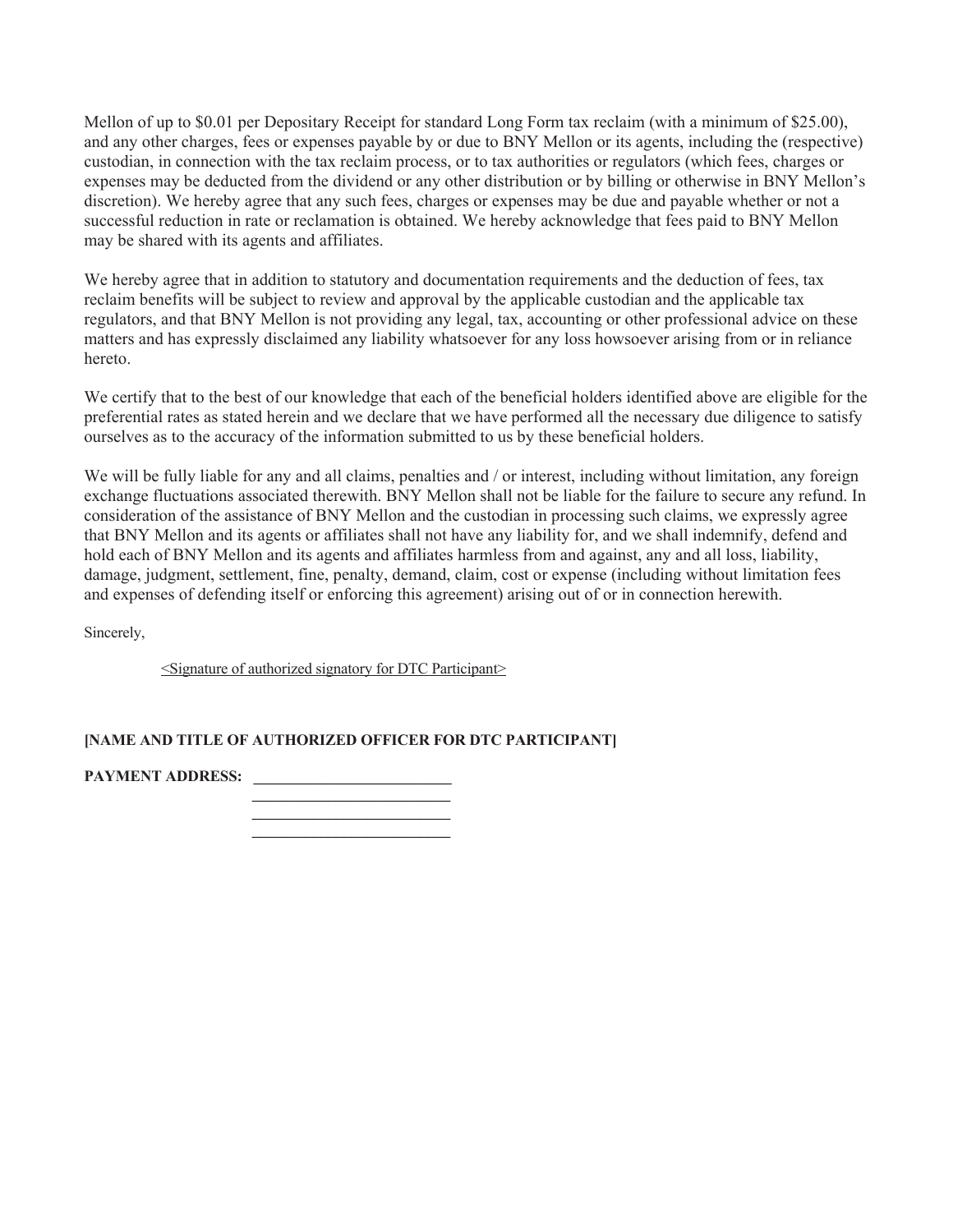Mellon of up to $0.01 per Depositary Receipt for standard Long Form tax reclaim (with a minimum of $25.00), and any other charges, fees or expenses payable by or due to BNY Mellon or its agents, including the (respective) custodian, in connection with the tax reclaim process, or to tax authorities or regulators (which fees, charges or expenses may be deducted from the dividend or any other distribution or by billing or otherwise in BNY Mellon's discretion). We hereby agree that any such fees, charges or expenses may be due and payable whether or not a successful reduction in rate or reclamation is obtained. We hereby acknowledge that fees paid to BNY Mellon may be shared with its agents and affiliates.

We hereby agree that in addition to statutory and documentation requirements and the deduction of fees, tax reclaim benefits will be subject to review and approval by the applicable custodian and the applicable tax regulators, and that BNY Mellon is not providing any legal, tax, accounting or other professional advice on these matters and has expressly disclaimed any liability whatsoever for any loss howsoever arising from or in reliance hereto.

We certify that to the best of our knowledge that each of the beneficial holders identified above are eligible for the preferential rates as stated herein and we declare that we have performed all the necessary due diligence to satisfy ourselves as to the accuracy of the information submitted to us by these beneficial holders.

We will be fully liable for any and all claims, penalties and / or interest, including without limitation, any foreign exchange fluctuations associated therewith. BNY Mellon shall not be liable for the failure to secure any refund. In consideration of the assistance of BNY Mellon and the custodian in processing such claims, we expressly agree that BNY Mellon and its agents or affiliates shall not have any liability for, and we shall indemnify, defend and hold each of BNY Mellon and its agents and affiliates harmless from and against, any and all loss, liability, damage, judgment, settlement, fine, penalty, demand, claim, cost or expense (including without limitation fees and expenses of defending itself or enforcing this agreement) arising out of or in connection herewith.

Sincerely,

<Signature of authorized signatory for DTC Participant>

**[NAME AND TITLE OF AUTHORIZED OFFICER FOR DTC PARTICIPANT]**

**PAYMENT ADDRESS:** ________________________

________________________

________________________

________________________